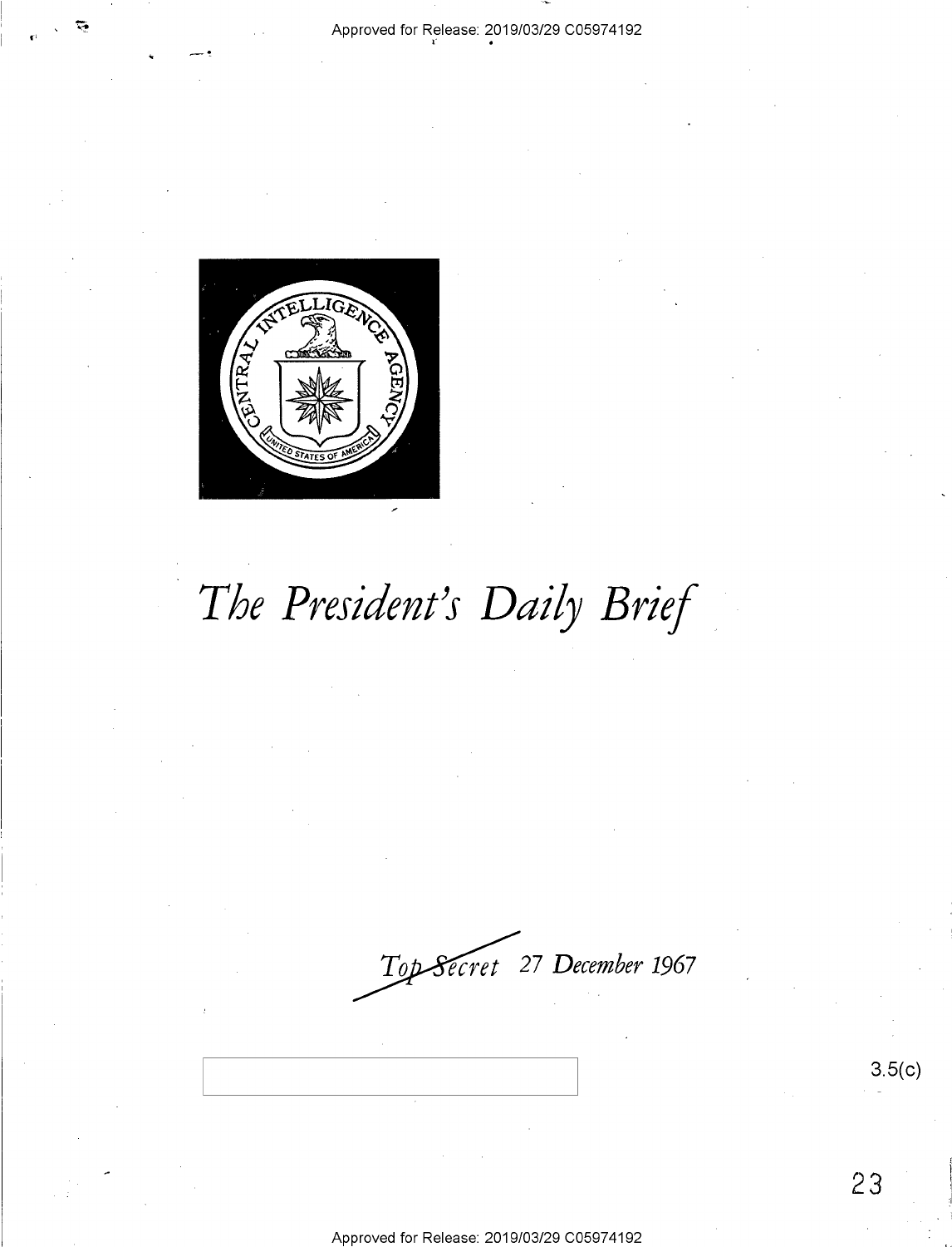# *The President's Daily Brief*

~~Top Secret~~ 27 December 1967

3.5(c)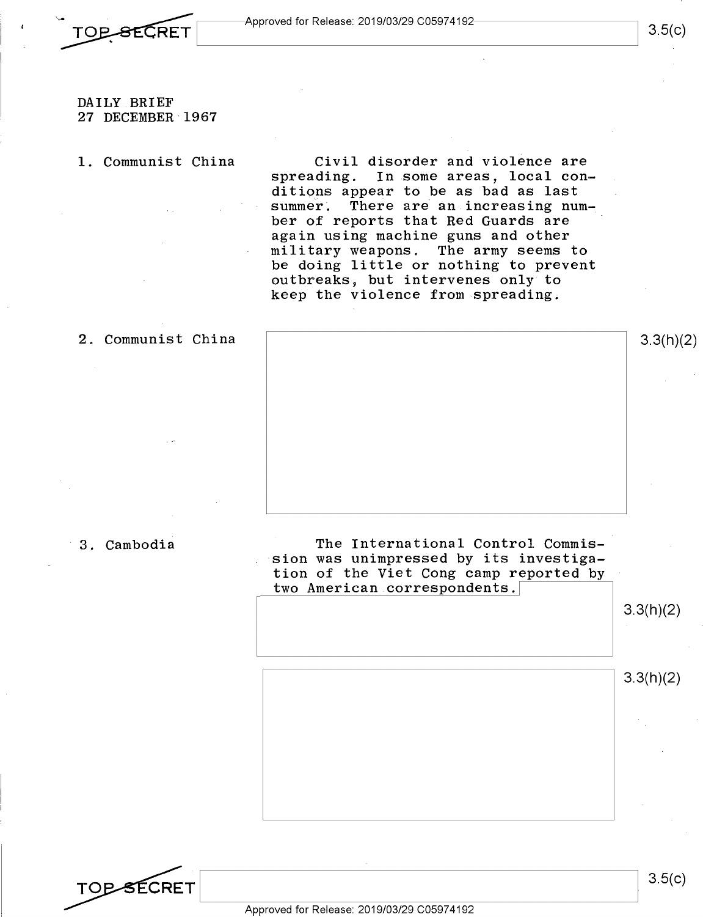TOP SECRET

DAILY BRIEF
27 DECEMBER 1967

1. Communist China

Civil disorder and violence are spreading. In some areas, local conditions appear to be as bad as last summer. There are an increasing number of reports that Red Guards are again using machine guns and other military weapons. The army seems to be doing little or nothing to prevent outbreaks, but intervenes only to keep the violence from spreading.

2. Communist China

3.3(h)(2)

3. Cambodia

The International Control Commission was unimpressed by its investigation of the Viet Cong camp reported by two American correspondents.

3.3(h)(2)

3.3(h)(2)

TOP SECRET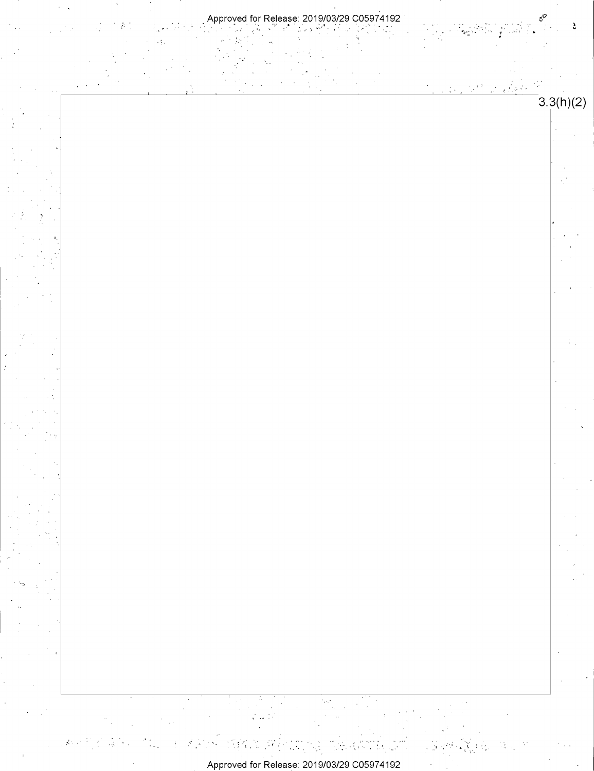3.3(h)(2)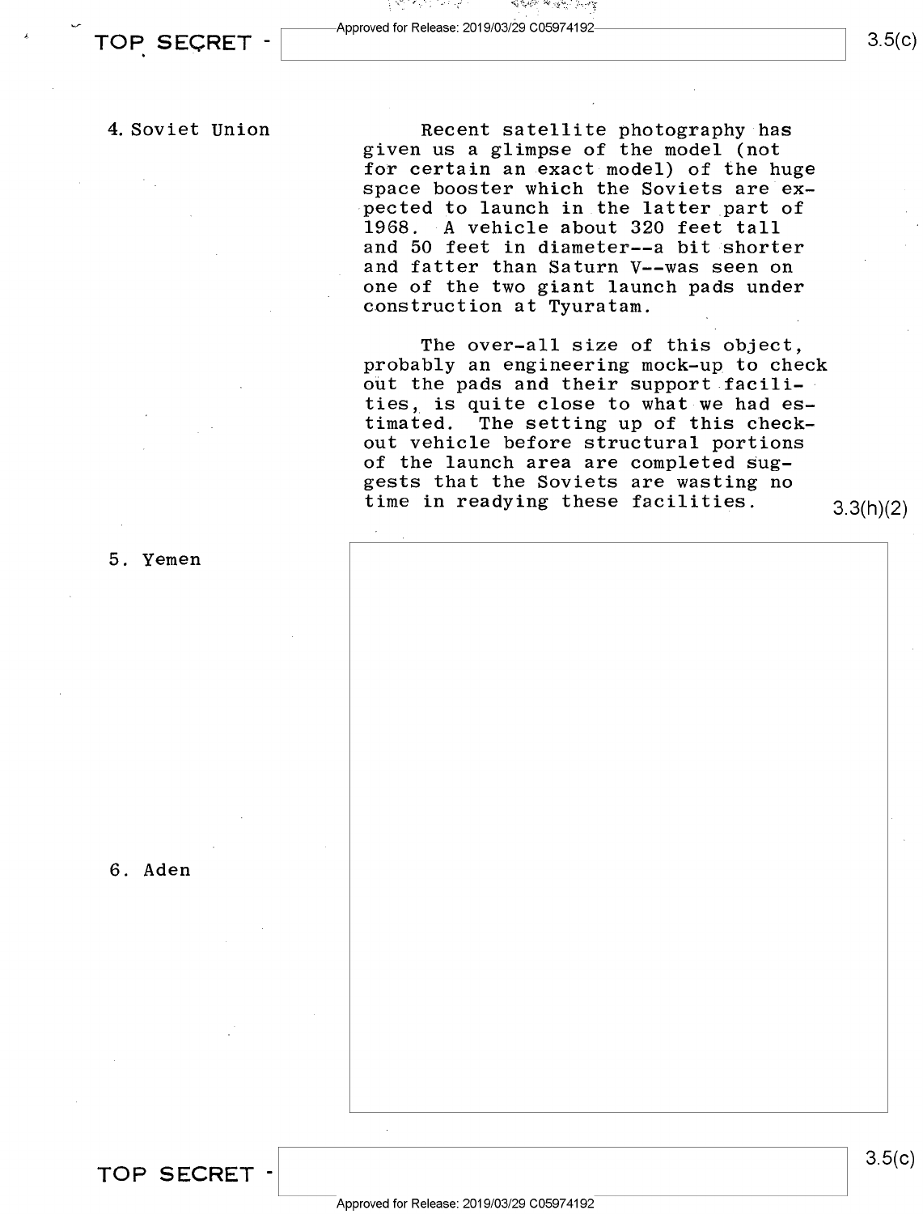4. Soviet Union

Recent satellite photography has given us a glimpse of the model (not for certain an exact model) of the huge space booster which the Soviets are expected to launch in the latter part of 1968. A vehicle about 320 feet tall and 50 feet in diameter--a bit shorter and fatter than Saturn V--was seen on one of the two giant launch pads under construction at Tyuratam.

The over-all size of this object, probably an engineering mock-up to check out the pads and their support facilities, is quite close to what we had estimated. The setting up of this check-out vehicle before structural portions of the launch area are completed suggests that the Soviets are wasting no time in readying these facilities.

3.3(h)(2)

5. Yemen

6. Aden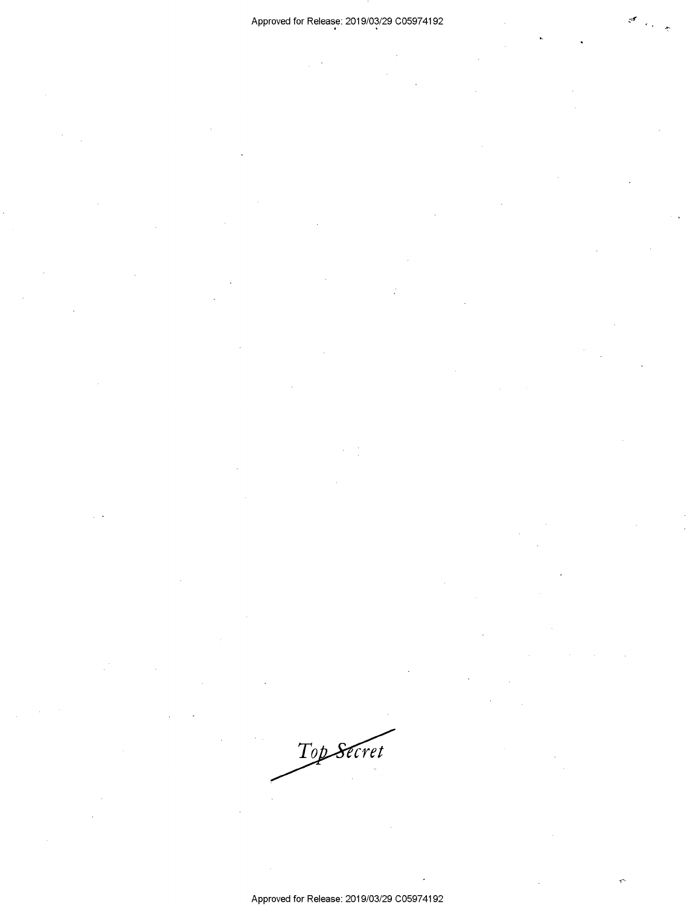Top Secret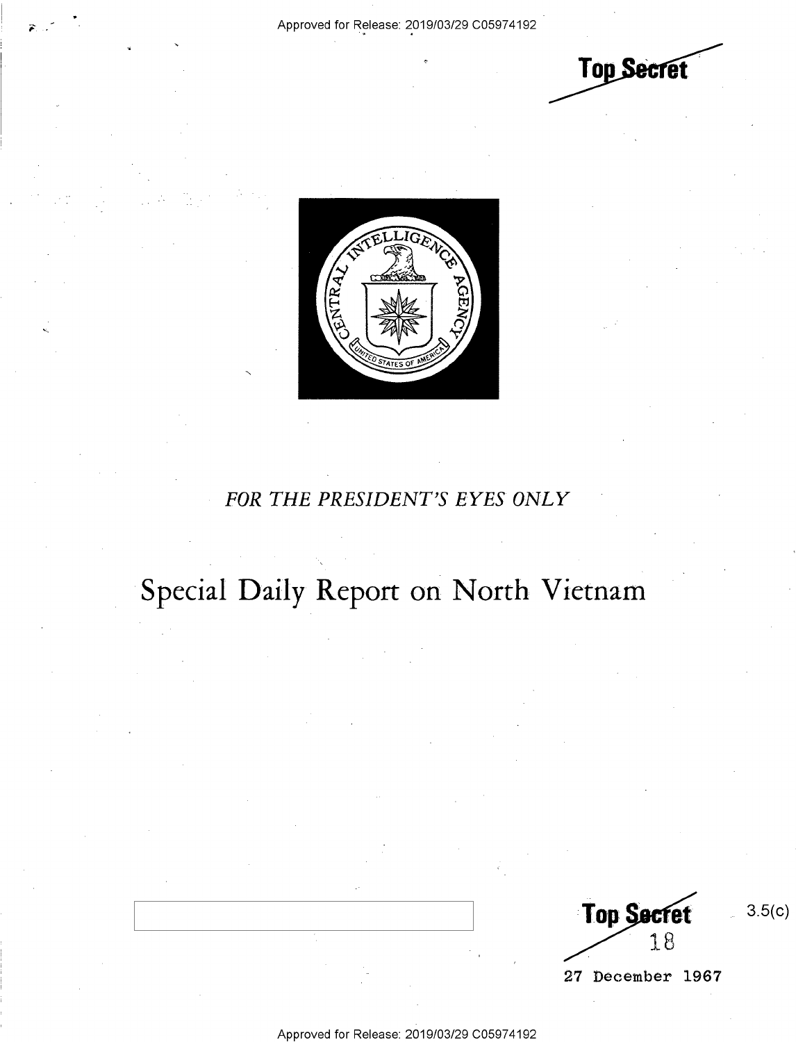Top Secret

FOR THE PRESIDENT'S EYES ONLY

# Special Daily Report on North Vietnam

Top Secret

18

3.5(c)

27 December 1967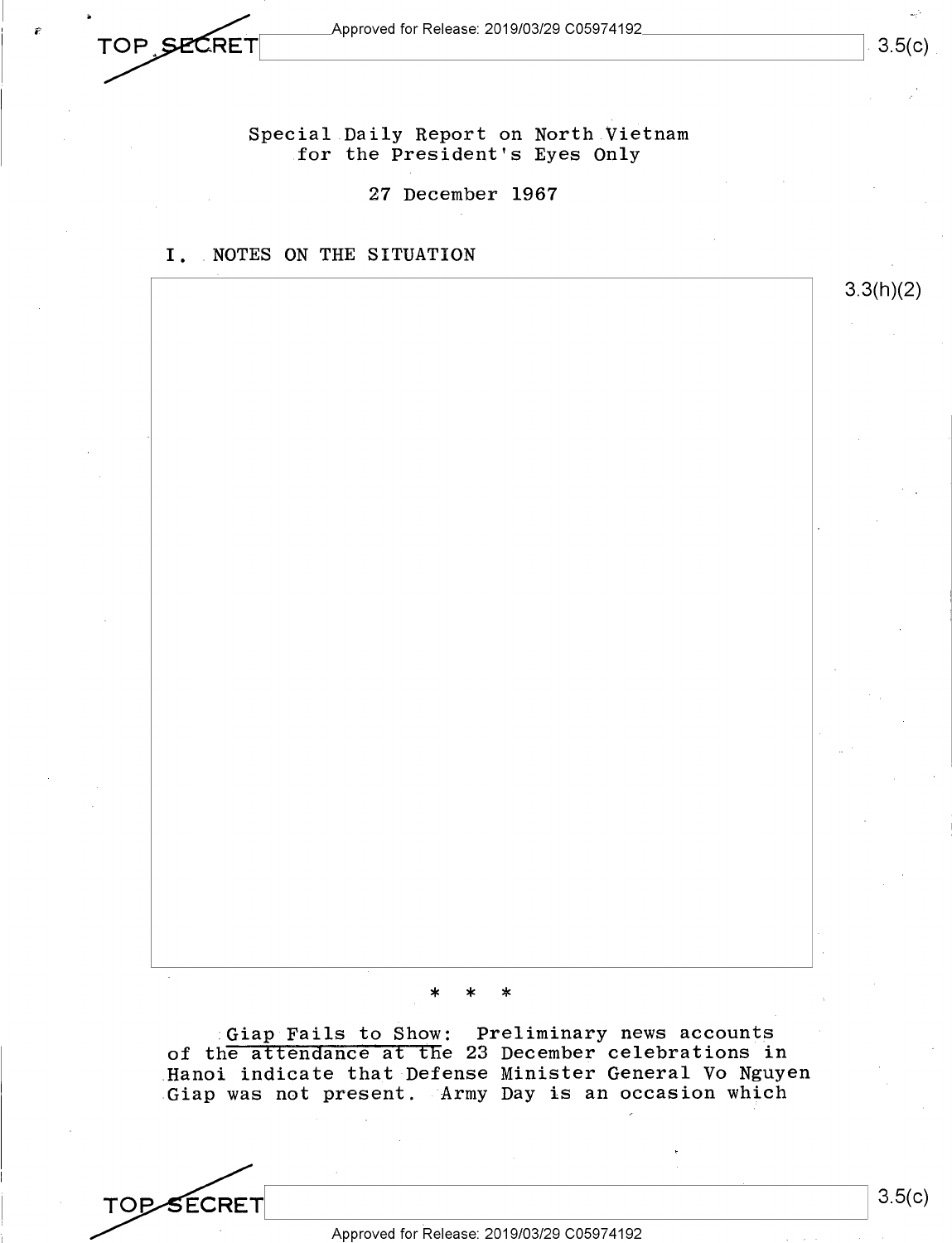Special Daily Report on North Vietnam for the President's Eyes Only

27 December 1967

## I. NOTES ON THE SITUATION

3.3(h)(2)

\* \* \*

Giap Fails to Show: Preliminary news accounts of the attendance at the 23 December celebrations in Hanoi indicate that Defense Minister General Vo Nguyen Giap was not present. Army Day is an occasion which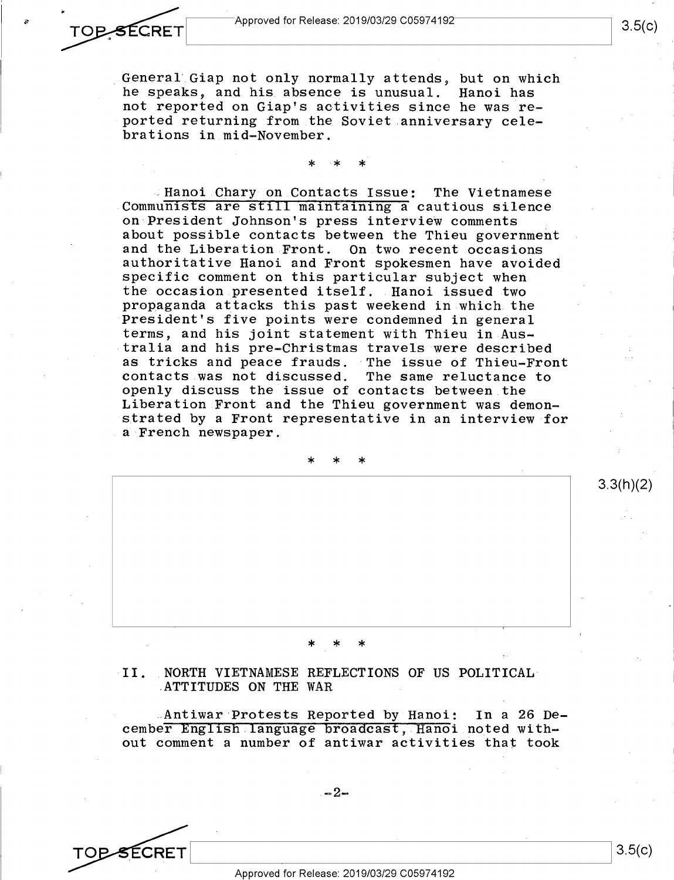General Giap not only normally attends, but on which he speaks, and his absence is unusual. Hanoi has not reported on Giap's activities since he was reported returning from the Soviet anniversary celebrations in mid-November.

\* \* \*

Hanoi Chary on Contacts Issue: The Vietnamese Communists are still maintaining a cautious silence on President Johnson's press interview comments about possible contacts between the Thieu government and the Liberation Front. On two recent occasions authoritative Hanoi and Front spokesmen have avoided specific comment on this particular subject when the occasion presented itself. Hanoi issued two propaganda attacks this past weekend in which the President's five points were condemned in general terms, and his joint statement with Thieu in Australia and his pre-Christmas travels were described as tricks and peace frauds. The issue of Thieu-Front contacts was not discussed. The same reluctance to openly discuss the issue of contacts between the Liberation Front and the Thieu government was demonstrated by a Front representative in an interview for a French newspaper.

\* \* \*

3.3(h)(2)

\* \* \*

## II. NORTH VIETNAMESE REFLECTIONS OF US POLITICAL ATTITUDES ON THE WAR

Antiwar Protests Reported by Hanoi: In a 26 December English language broadcast, Hanoi noted without comment a number of antiwar activities that took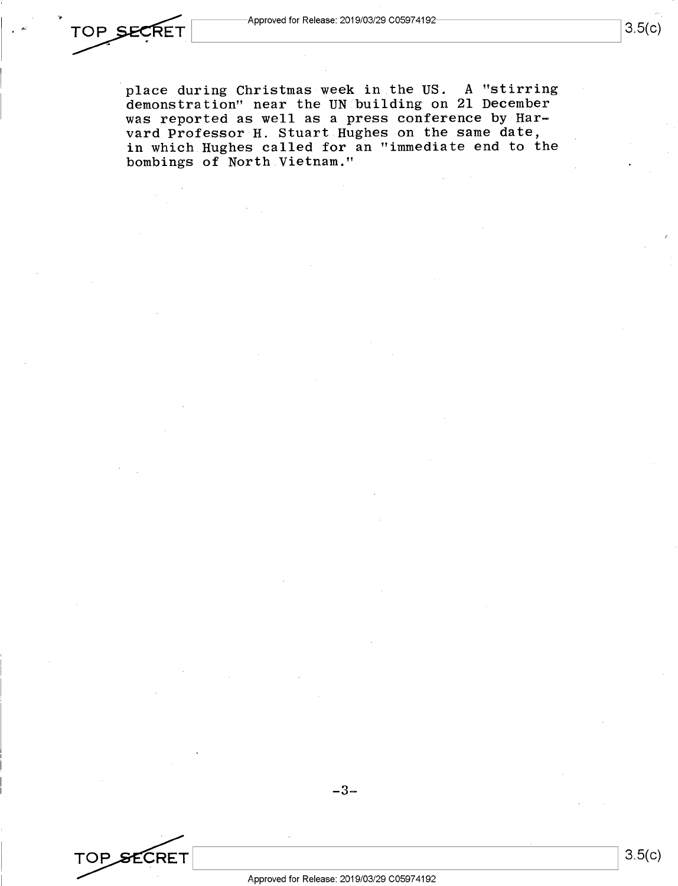place during Christmas week in the US. A "stirring demonstration" near the UN building on 21 December was reported as well as a press conference by Harvard Professor H. Stuart Hughes on the same date, in which Hughes called for an "immediate end to the bombings of North Vietnam."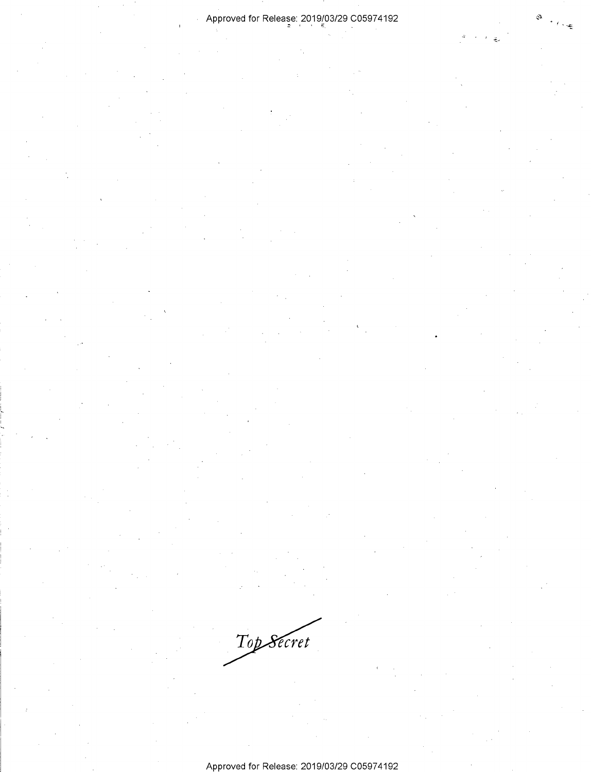Top Secret